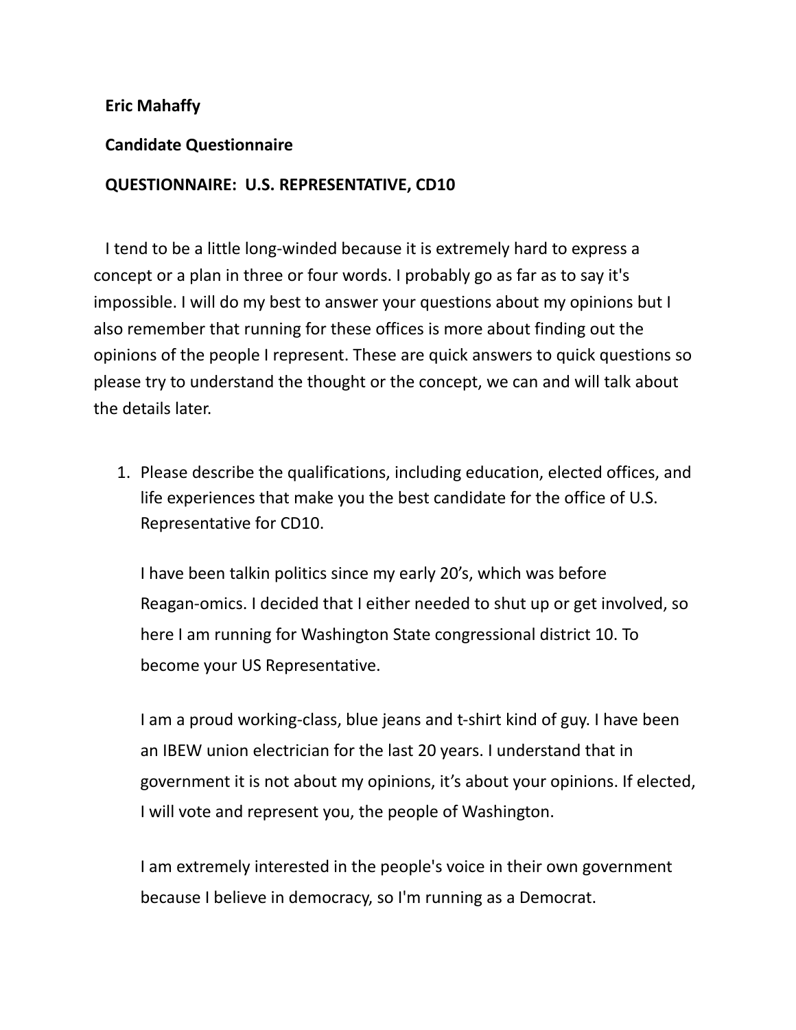**Eric Mahaffy**

**Candidate Questionnaire**

**QUESTIONNAIRE: U.S. REPRESENTATIVE, CD10**

I tend to be a little long-winded because it is extremely hard to express a concept or a plan in three or four words. I probably go as far as to say it's impossible. I will do my best to answer your questions about my opinions but I also remember that running for these offices is more about finding out the opinions of the people I represent. These are quick answers to quick questions so please try to understand the thought or the concept, we can and will talk about the details later.

1. Please describe the qualifications, including education, elected offices, and life experiences that make you the best candidate for the office of U.S. Representative for CD10.

   I have been talkin politics since my early 20's, which was before Reagan-omics. I decided that I either needed to shut up or get involved, so here I am running for Washington State congressional district 10. To become your US Representative.

   I am a proud working-class, blue jeans and t-shirt kind of guy. I have been an IBEW union electrician for the last 20 years. I understand that in government it is not about my opinions, it's about your opinions. If elected, I will vote and represent you, the people of Washington.

   I am extremely interested in the people's voice in their own government because I believe in democracy, so I'm running as a Democrat.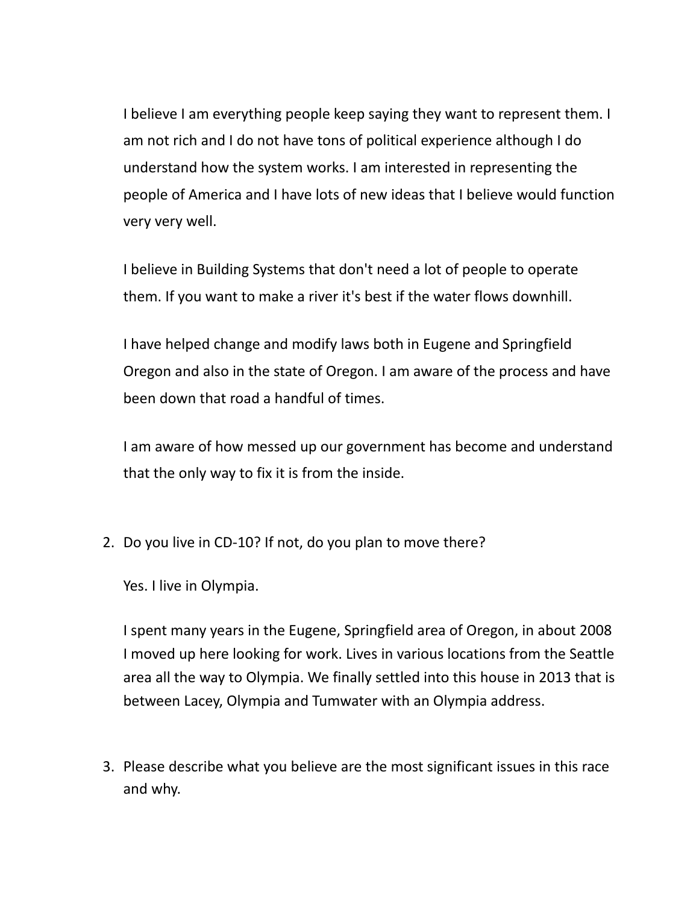I believe I am everything people keep saying they want to represent them. I am not rich and I do not have tons of political experience although I do understand how the system works. I am interested in representing the people of America and I have lots of new ideas that I believe would function very very well.

I believe in Building Systems that don't need a lot of people to operate them. If you want to make a river it's best if the water flows downhill.

I have helped change and modify laws both in Eugene and Springfield Oregon and also in the state of Oregon. I am aware of the process and have been down that road a handful of times.

I am aware of how messed up our government has become and understand that the only way to fix it is from the inside.

2. Do you live in CD-10? If not, do you plan to move there?

   Yes. I live in Olympia.

   I spent many years in the Eugene, Springfield area of Oregon, in about 2008 I moved up here looking for work. Lives in various locations from the Seattle area all the way to Olympia. We finally settled into this house in 2013 that is between Lacey, Olympia and Tumwater with an Olympia address.

3. Please describe what you believe are the most significant issues in this race and why.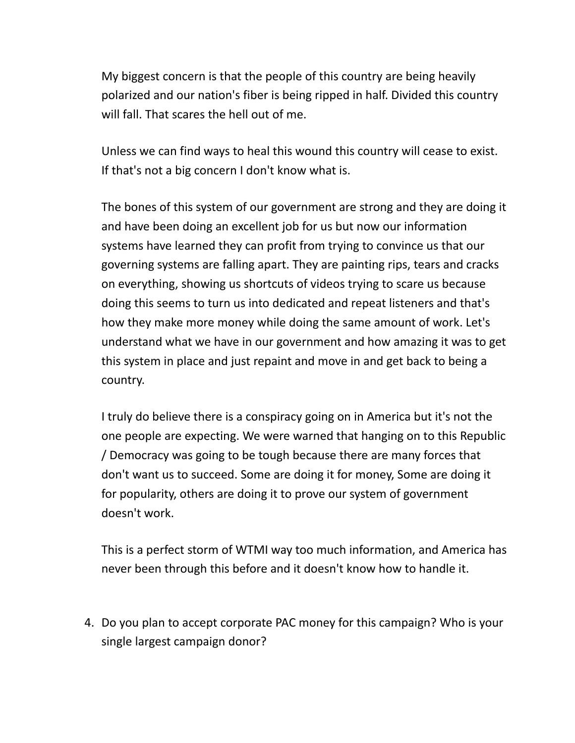My biggest concern is that the people of this country are being heavily polarized and our nation's fiber is being ripped in half. Divided this country will fall. That scares the hell out of me.

Unless we can find ways to heal this wound this country will cease to exist. If that's not a big concern I don't know what is.

The bones of this system of our government are strong and they are doing it and have been doing an excellent job for us but now our information systems have learned they can profit from trying to convince us that our governing systems are falling apart. They are painting rips, tears and cracks on everything, showing us shortcuts of videos trying to scare us because doing this seems to turn us into dedicated and repeat listeners and that's how they make more money while doing the same amount of work. Let's understand what we have in our government and how amazing it was to get this system in place and just repaint and move in and get back to being a country.

I truly do believe there is a conspiracy going on in America but it's not the one people are expecting. We were warned that hanging on to this Republic / Democracy was going to be tough because there are many forces that don't want us to succeed. Some are doing it for money, Some are doing it for popularity, others are doing it to prove our system of government doesn't work.

This is a perfect storm of WTMI way too much information, and America has never been through this before and it doesn't know how to handle it.

4. Do you plan to accept corporate PAC money for this campaign? Who is your single largest campaign donor?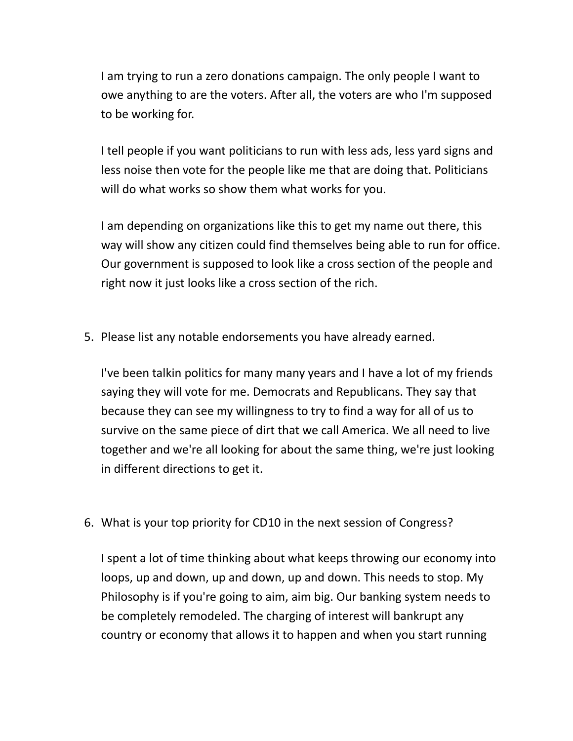I am trying to run a zero donations campaign. The only people I want to owe anything to are the voters. After all, the voters are who I'm supposed to be working for.

I tell people if you want politicians to run with less ads, less yard signs and less noise then vote for the people like me that are doing that. Politicians will do what works so show them what works for you.

I am depending on organizations like this to get my name out there, this way will show any citizen could find themselves being able to run for office. Our government is supposed to look like a cross section of the people and right now it just looks like a cross section of the rich.

5. Please list any notable endorsements you have already earned.

   I've been talkin politics for many many years and I have a lot of my friends saying they will vote for me. Democrats and Republicans. They say that because they can see my willingness to try to find a way for all of us to survive on the same piece of dirt that we call America. We all need to live together and we're all looking for about the same thing, we're just looking in different directions to get it.

6. What is your top priority for CD10 in the next session of Congress?

   I spent a lot of time thinking about what keeps throwing our economy into loops, up and down, up and down, up and down. This needs to stop. My Philosophy is if you're going to aim, aim big. Our banking system needs to be completely remodeled. The charging of interest will bankrupt any country or economy that allows it to happen and when you start running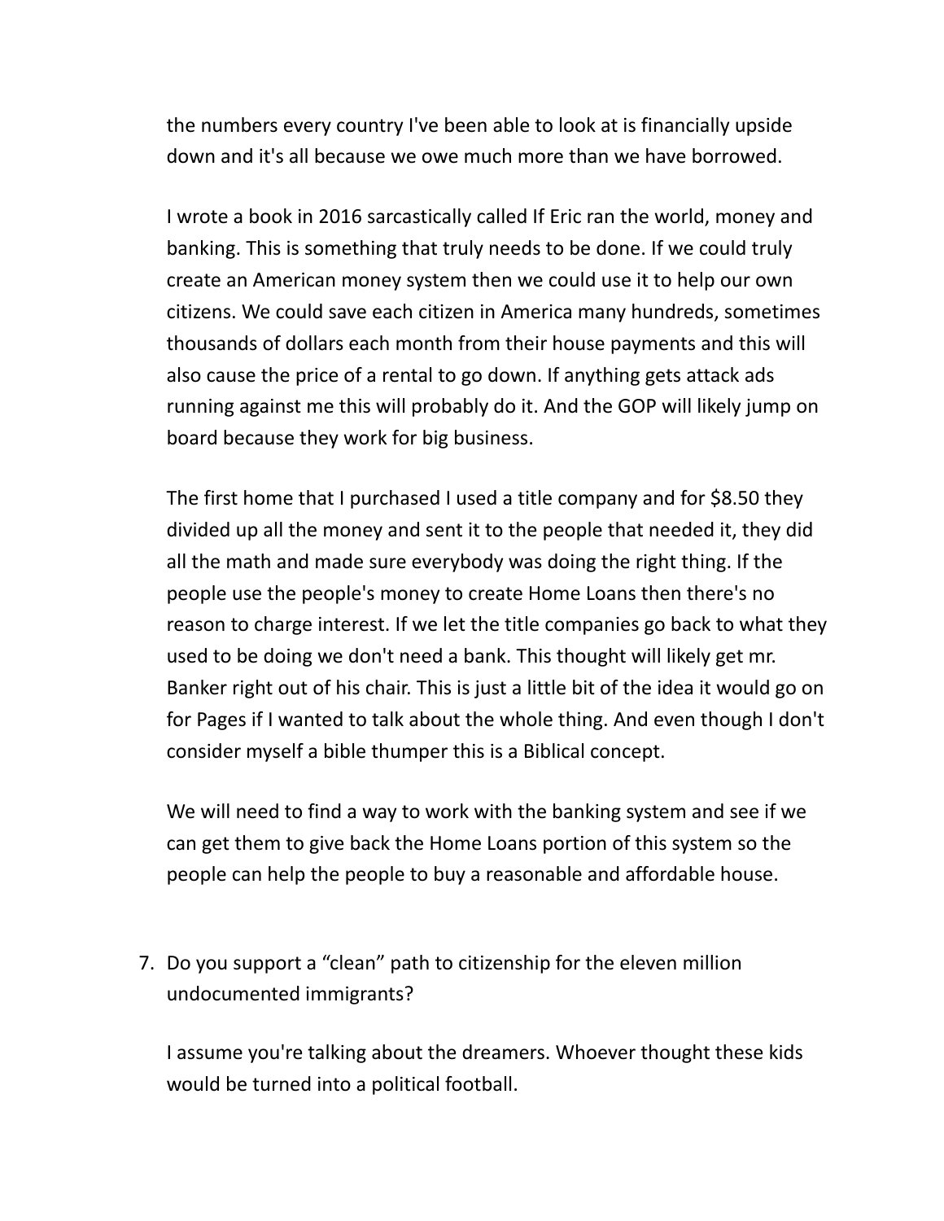the numbers every country I've been able to look at is financially upside down and it's all because we owe much more than we have borrowed.

I wrote a book in 2016 sarcastically called If Eric ran the world, money and banking. This is something that truly needs to be done. If we could truly create an American money system then we could use it to help our own citizens. We could save each citizen in America many hundreds, sometimes thousands of dollars each month from their house payments and this will also cause the price of a rental to go down. If anything gets attack ads running against me this will probably do it. And the GOP will likely jump on board because they work for big business.

The first home that I purchased I used a title company and for $8.50 they divided up all the money and sent it to the people that needed it, they did all the math and made sure everybody was doing the right thing. If the people use the people's money to create Home Loans then there's no reason to charge interest. If we let the title companies go back to what they used to be doing we don't need a bank. This thought will likely get mr. Banker right out of his chair. This is just a little bit of the idea it would go on for Pages if I wanted to talk about the whole thing. And even though I don't consider myself a bible thumper this is a Biblical concept.

We will need to find a way to work with the banking system and see if we can get them to give back the Home Loans portion of this system so the people can help the people to buy a reasonable and affordable house.

7. Do you support a “clean” path to citizenship for the eleven million undocumented immigrants?

   I assume you're talking about the dreamers. Whoever thought these kids would be turned into a political football.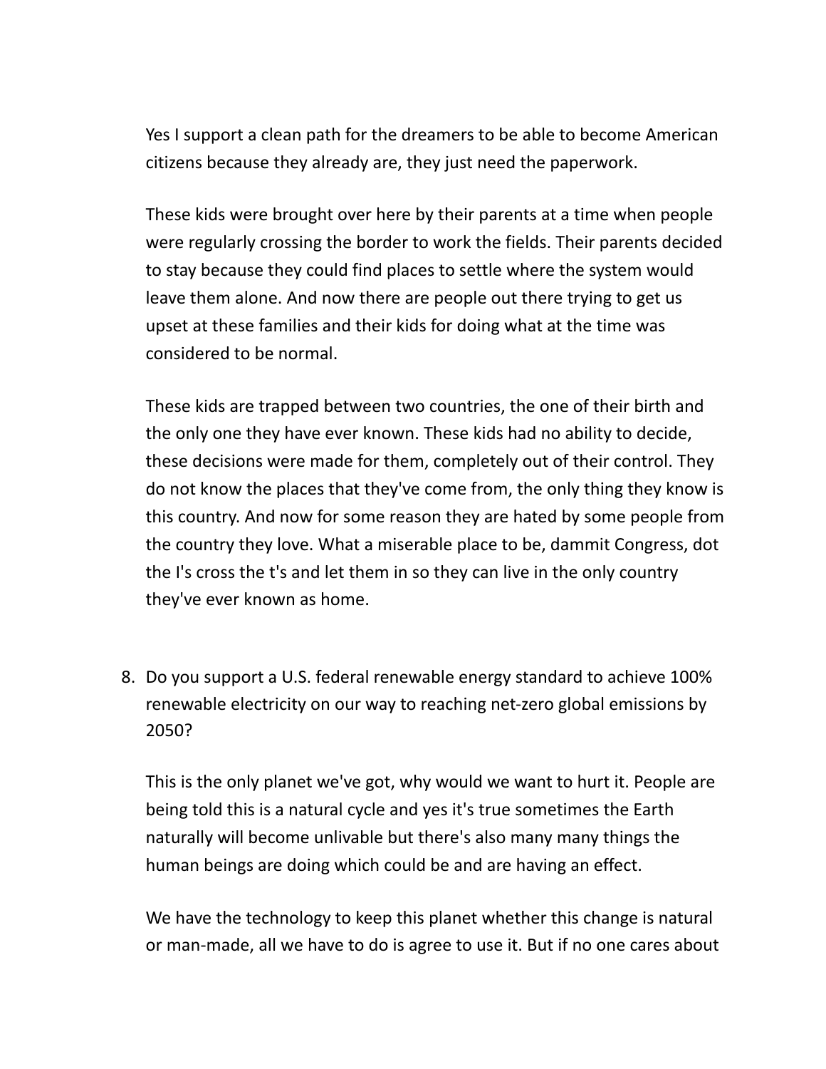Yes I support a clean path for the dreamers to be able to become American citizens because they already are, they just need the paperwork.

These kids were brought over here by their parents at a time when people were regularly crossing the border to work the fields. Their parents decided to stay because they could find places to settle where the system would leave them alone. And now there are people out there trying to get us upset at these families and their kids for doing what at the time was considered to be normal.

These kids are trapped between two countries, the one of their birth and the only one they have ever known. These kids had no ability to decide, these decisions were made for them, completely out of their control. They do not know the places that they've come from, the only thing they know is this country. And now for some reason they are hated by some people from the country they love. What a miserable place to be, dammit Congress, dot the I's cross the t's and let them in so they can live in the only country they've ever known as home.

8. Do you support a U.S. federal renewable energy standard to achieve 100% renewable electricity on our way to reaching net-zero global emissions by 2050?

   This is the only planet we've got, why would we want to hurt it. People are being told this is a natural cycle and yes it's true sometimes the Earth naturally will become unlivable but there's also many many things the human beings are doing which could be and are having an effect.

   We have the technology to keep this planet whether this change is natural or man-made, all we have to do is agree to use it. But if no one cares about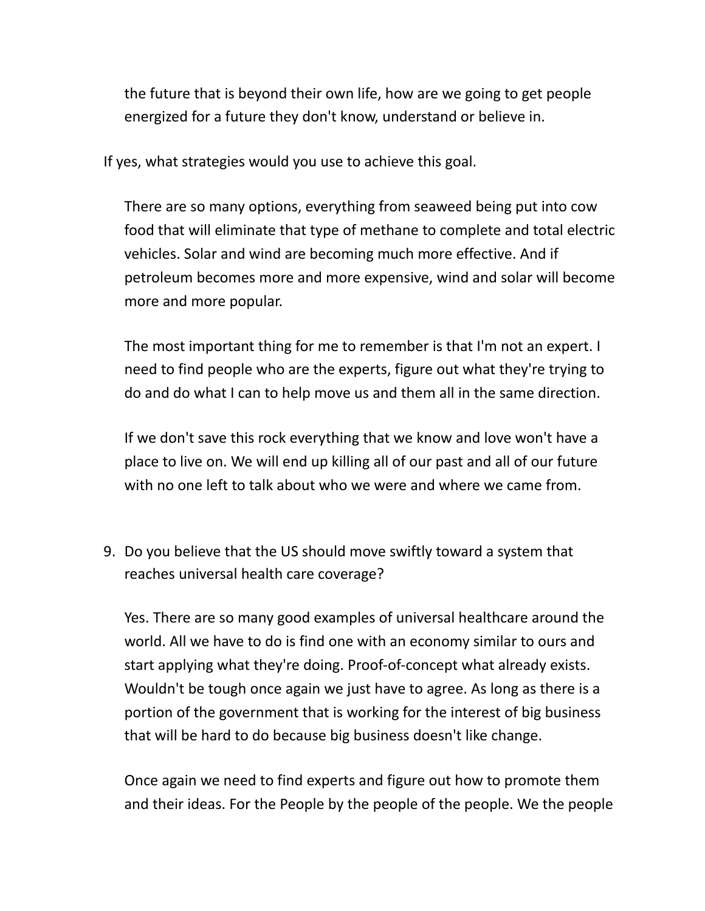the future that is beyond their own life, how are we going to get people energized for a future they don't know, understand or believe in.

If yes, what strategies would you use to achieve this goal.

There are so many options, everything from seaweed being put into cow food that will eliminate that type of methane to complete and total electric vehicles. Solar and wind are becoming much more effective. And if petroleum becomes more and more expensive, wind and solar will become more and more popular.

The most important thing for me to remember is that I'm not an expert. I need to find people who are the experts, figure out what they're trying to do and do what I can to help move us and them all in the same direction.

If we don't save this rock everything that we know and love won't have a place to live on. We will end up killing all of our past and all of our future with no one left to talk about who we were and where we came from.

9. Do you believe that the US should move swiftly toward a system that reaches universal health care coverage?

   Yes. There are so many good examples of universal healthcare around the world. All we have to do is find one with an economy similar to ours and start applying what they're doing. Proof-of-concept what already exists. Wouldn't be tough once again we just have to agree. As long as there is a portion of the government that is working for the interest of big business that will be hard to do because big business doesn't like change.

   Once again we need to find experts and figure out how to promote them and their ideas. For the People by the people of the people. We the people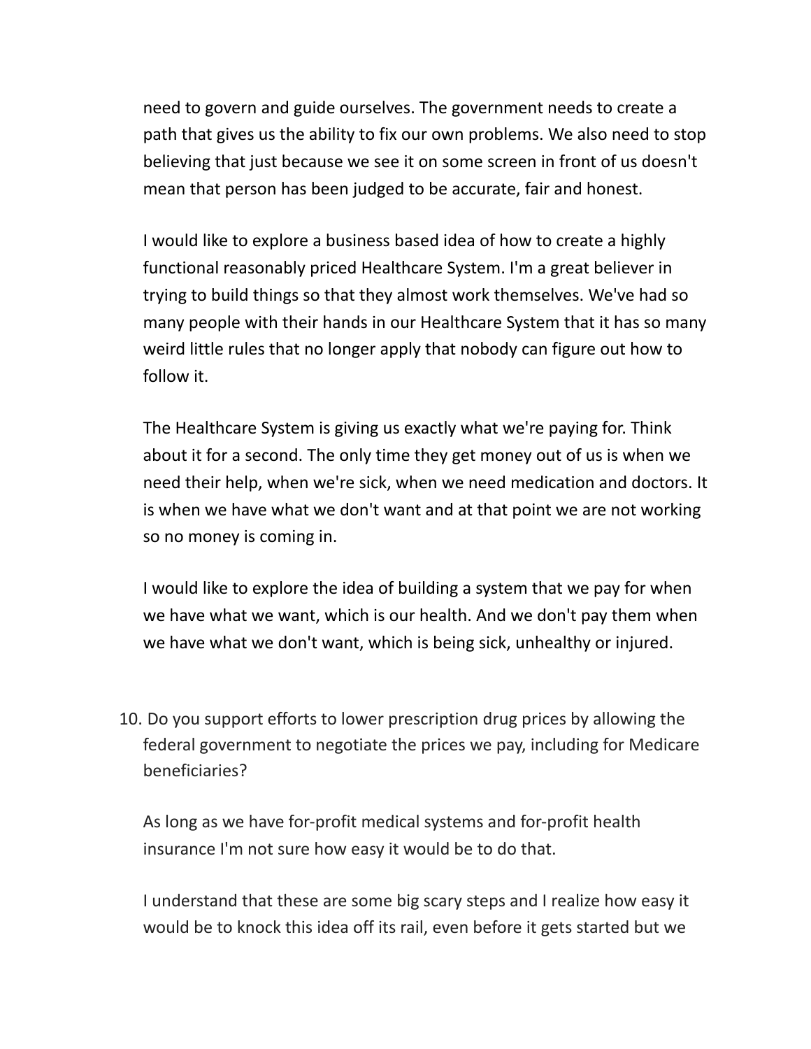need to govern and guide ourselves. The government needs to create a path that gives us the ability to fix our own problems. We also need to stop believing that just because we see it on some screen in front of us doesn't mean that person has been judged to be accurate, fair and honest.

I would like to explore a business based idea of how to create a highly functional reasonably priced Healthcare System. I'm a great believer in trying to build things so that they almost work themselves. We've had so many people with their hands in our Healthcare System that it has so many weird little rules that no longer apply that nobody can figure out how to follow it.

The Healthcare System is giving us exactly what we're paying for. Think about it for a second. The only time they get money out of us is when we need their help, when we're sick, when we need medication and doctors. It is when we have what we don't want and at that point we are not working so no money is coming in.

I would like to explore the idea of building a system that we pay for when we have what we want, which is our health. And we don't pay them when we have what we don't want, which is being sick, unhealthy or injured.

10. Do you support efforts to lower prescription drug prices by allowing the federal government to negotiate the prices we pay, including for Medicare beneficiaries?

    As long as we have for-profit medical systems and for-profit health insurance I'm not sure how easy it would be to do that.

    I understand that these are some big scary steps and I realize how easy it would be to knock this idea off its rail, even before it gets started but we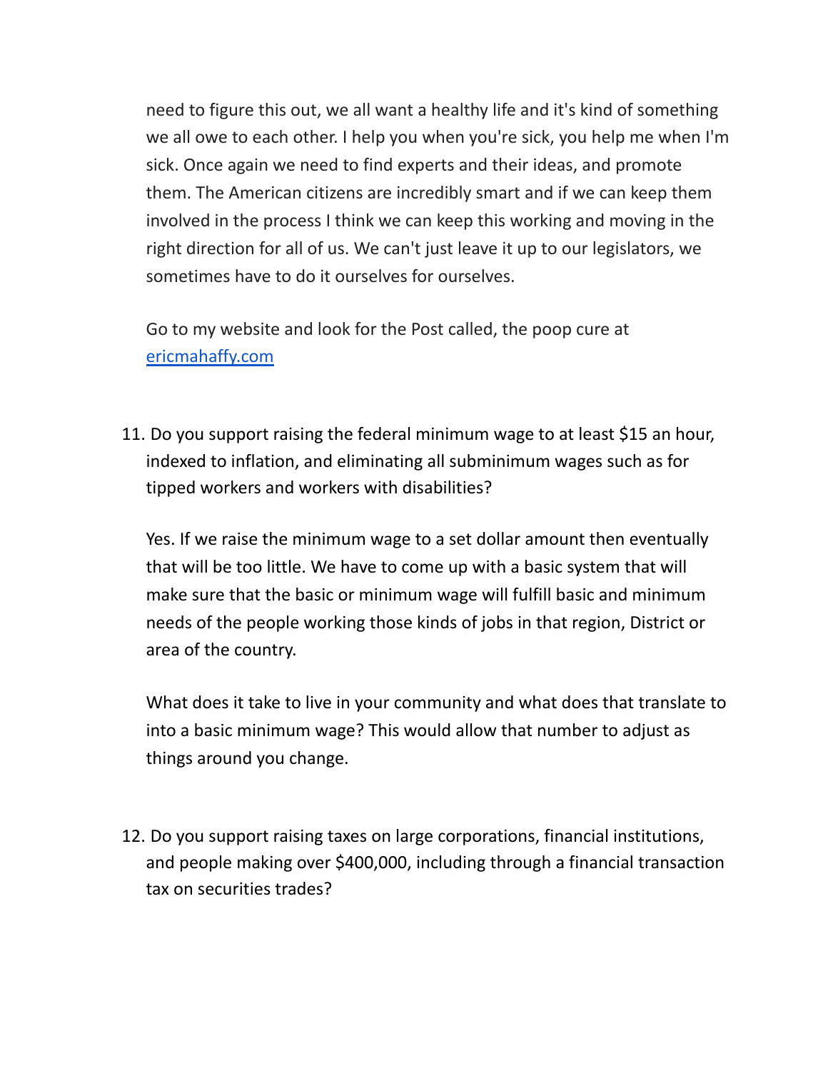need to figure this out, we all want a healthy life and it's kind of something we all owe to each other. I help you when you're sick, you help me when I'm sick. Once again we need to find experts and their ideas, and promote them. The American citizens are incredibly smart and if we can keep them involved in the process I think we can keep this working and moving in the right direction for all of us. We can't just leave it up to our legislators, we sometimes have to do it ourselves for ourselves.

Go to my website and look for the Post called, the poop cure at [ericmahaffy.com](http://ericmahaffy.com)

11. Do you support raising the federal minimum wage to at least $15 an hour, indexed to inflation, and eliminating all subminimum wages such as for tipped workers and workers with disabilities?

    Yes. If we raise the minimum wage to a set dollar amount then eventually that will be too little. We have to come up with a basic system that will make sure that the basic or minimum wage will fulfill basic and minimum needs of the people working those kinds of jobs in that region, District or area of the country.

    What does it take to live in your community and what does that translate to into a basic minimum wage? This would allow that number to adjust as things around you change.

12. Do you support raising taxes on large corporations, financial institutions, and people making over $400,000, including through a financial transaction tax on securities trades?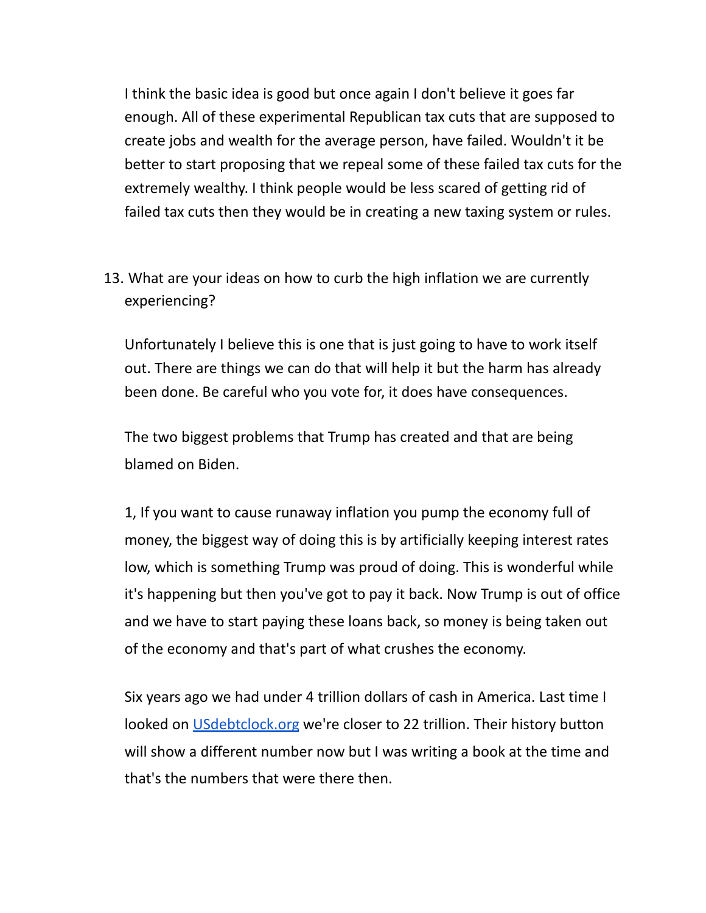I think the basic idea is good but once again I don't believe it goes far enough. All of these experimental Republican tax cuts that are supposed to create jobs and wealth for the average person, have failed. Wouldn't it be better to start proposing that we repeal some of these failed tax cuts for the extremely wealthy. I think people would be less scared of getting rid of failed tax cuts then they would be in creating a new taxing system or rules.

13. What are your ideas on how to curb the high inflation we are currently experiencing?

    Unfortunately I believe this is one that is just going to have to work itself out. There are things we can do that will help it but the harm has already been done. Be careful who you vote for, it does have consequences.

    The two biggest problems that Trump has created and that are being blamed on Biden.

    1, If you want to cause runaway inflation you pump the economy full of money, the biggest way of doing this is by artificially keeping interest rates low, which is something Trump was proud of doing. This is wonderful while it's happening but then you've got to pay it back. Now Trump is out of office and we have to start paying these loans back, so money is being taken out of the economy and that's part of what crushes the economy.

    Six years ago we had under 4 trillion dollars of cash in America. Last time I looked on [USdebtclock.org](http://USdebtclock.org) we're closer to 22 trillion. Their history button will show a different number now but I was writing a book at the time and that's the numbers that were there then.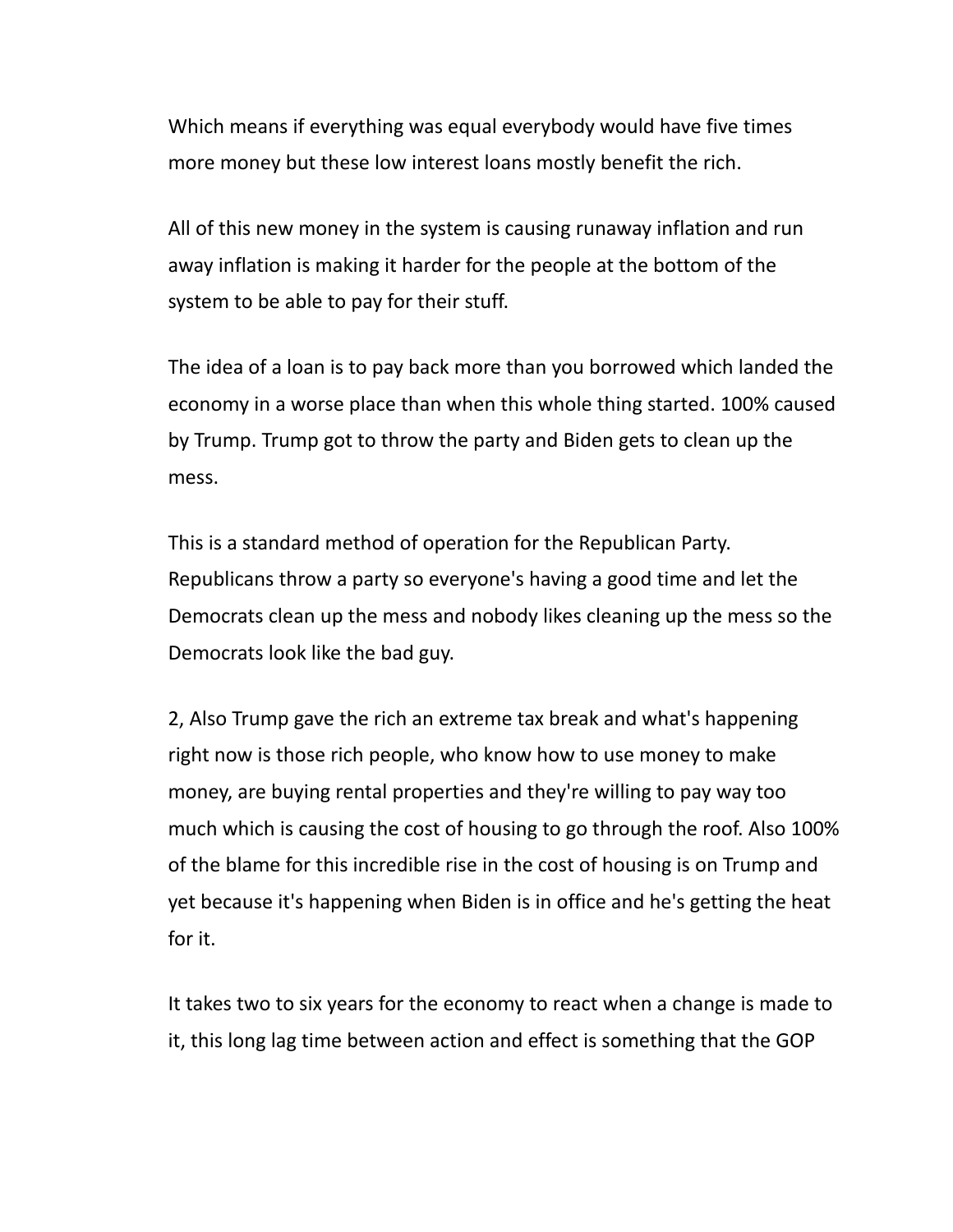Which means if everything was equal everybody would have five times more money but these low interest loans mostly benefit the rich.

All of this new money in the system is causing runaway inflation and run away inflation is making it harder for the people at the bottom of the system to be able to pay for their stuff.

The idea of a loan is to pay back more than you borrowed which landed the economy in a worse place than when this whole thing started. 100% caused by Trump. Trump got to throw the party and Biden gets to clean up the mess.

This is a standard method of operation for the Republican Party. Republicans throw a party so everyone's having a good time and let the Democrats clean up the mess and nobody likes cleaning up the mess so the Democrats look like the bad guy.

2, Also Trump gave the rich an extreme tax break and what's happening right now is those rich people, who know how to use money to make money, are buying rental properties and they're willing to pay way too much which is causing the cost of housing to go through the roof. Also 100% of the blame for this incredible rise in the cost of housing is on Trump and yet because it's happening when Biden is in office and he's getting the heat for it.

It takes two to six years for the economy to react when a change is made to it, this long lag time between action and effect is something that the GOP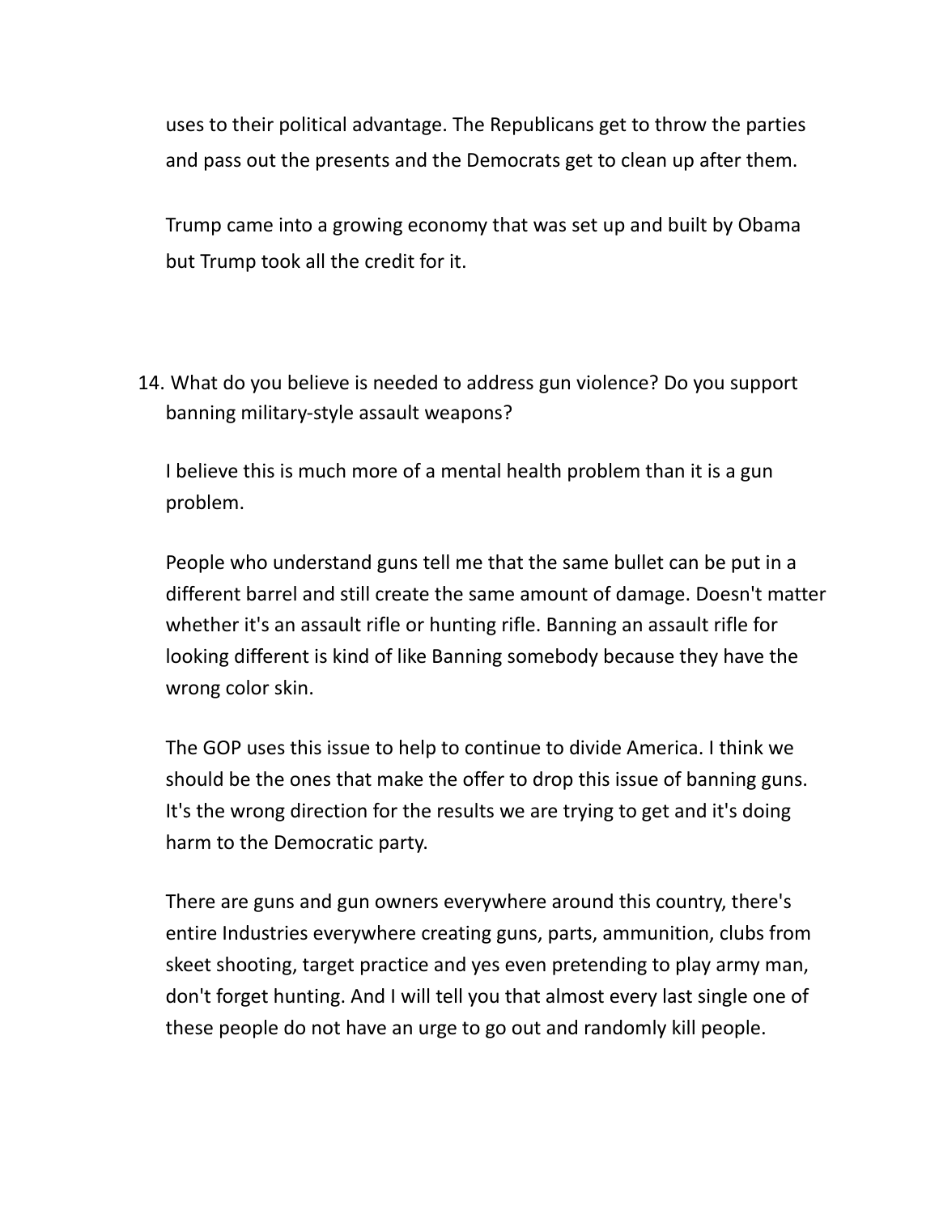uses to their political advantage. The Republicans get to throw the parties and pass out the presents and the Democrats get to clean up after them.

Trump came into a growing economy that was set up and built by Obama but Trump took all the credit for it.

14. What do you believe is needed to address gun violence? Do you support banning military-style assault weapons?

    I believe this is much more of a mental health problem than it is a gun problem.

    People who understand guns tell me that the same bullet can be put in a different barrel and still create the same amount of damage. Doesn't matter whether it's an assault rifle or hunting rifle. Banning an assault rifle for looking different is kind of like Banning somebody because they have the wrong color skin.

    The GOP uses this issue to help to continue to divide America. I think we should be the ones that make the offer to drop this issue of banning guns. It's the wrong direction for the results we are trying to get and it's doing harm to the Democratic party.

    There are guns and gun owners everywhere around this country, there's entire Industries everywhere creating guns, parts, ammunition, clubs from skeet shooting, target practice and yes even pretending to play army man, don't forget hunting. And I will tell you that almost every last single one of these people do not have an urge to go out and randomly kill people.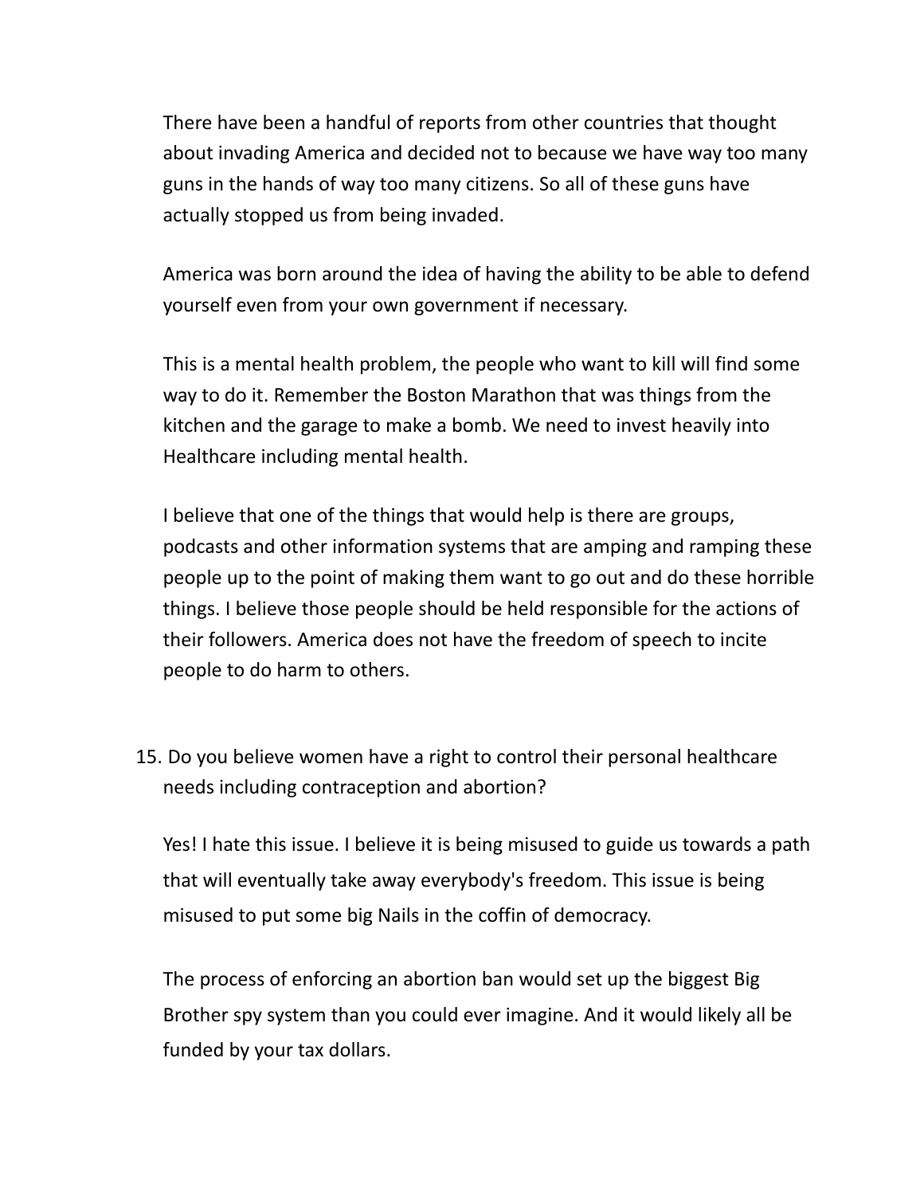There have been a handful of reports from other countries that thought about invading America and decided not to because we have way too many guns in the hands of way too many citizens. So all of these guns have actually stopped us from being invaded.

America was born around the idea of having the ability to be able to defend yourself even from your own government if necessary.

This is a mental health problem, the people who want to kill will find some way to do it. Remember the Boston Marathon that was things from the kitchen and the garage to make a bomb. We need to invest heavily into Healthcare including mental health.

I believe that one of the things that would help is there are groups, podcasts and other information systems that are amping and ramping these people up to the point of making them want to go out and do these horrible things. I believe those people should be held responsible for the actions of their followers. America does not have the freedom of speech to incite people to do harm to others.

15. Do you believe women have a right to control their personal healthcare needs including contraception and abortion?

    Yes! I hate this issue. I believe it is being misused to guide us towards a path that will eventually take away everybody's freedom. This issue is being misused to put some big Nails in the coffin of democracy.

    The process of enforcing an abortion ban would set up the biggest Big Brother spy system than you could ever imagine. And it would likely all be funded by your tax dollars.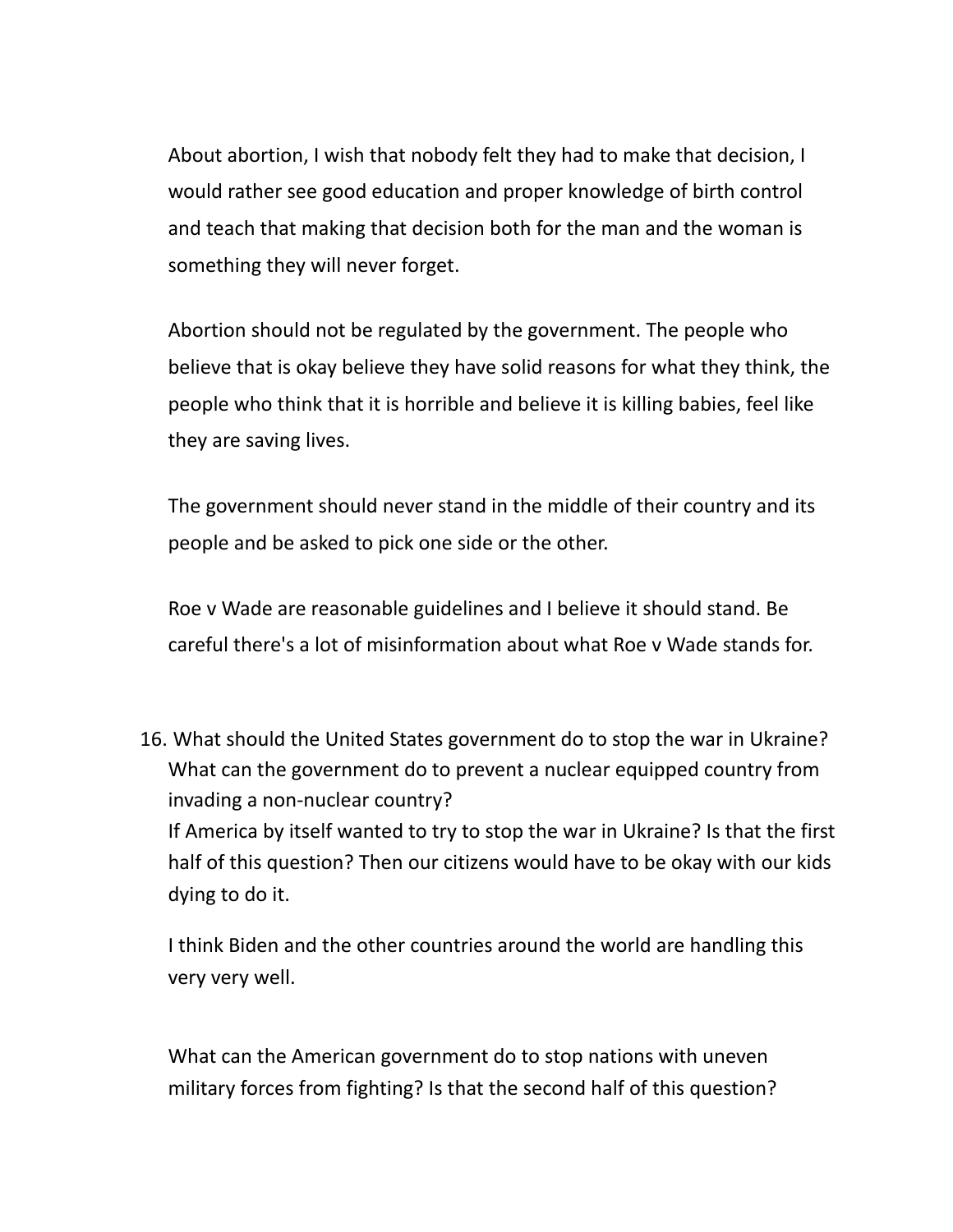About abortion, I wish that nobody felt they had to make that decision, I would rather see good education and proper knowledge of birth control and teach that making that decision both for the man and the woman is something they will never forget.

Abortion should not be regulated by the government. The people who believe that is okay believe they have solid reasons for what they think, the people who think that it is horrible and believe it is killing babies, feel like they are saving lives.

The government should never stand in the middle of their country and its people and be asked to pick one side or the other.

Roe v Wade are reasonable guidelines and I believe it should stand. Be careful there's a lot of misinformation about what Roe v Wade stands for.

16. What should the United States government do to stop the war in Ukraine? What can the government do to prevent a nuclear equipped country from invading a non-nuclear country?
    If America by itself wanted to try to stop the war in Ukraine? Is that the first half of this question? Then our citizens would have to be okay with our kids dying to do it.

    I think Biden and the other countries around the world are handling this very very well.

    What can the American government do to stop nations with uneven military forces from fighting? Is that the second half of this question?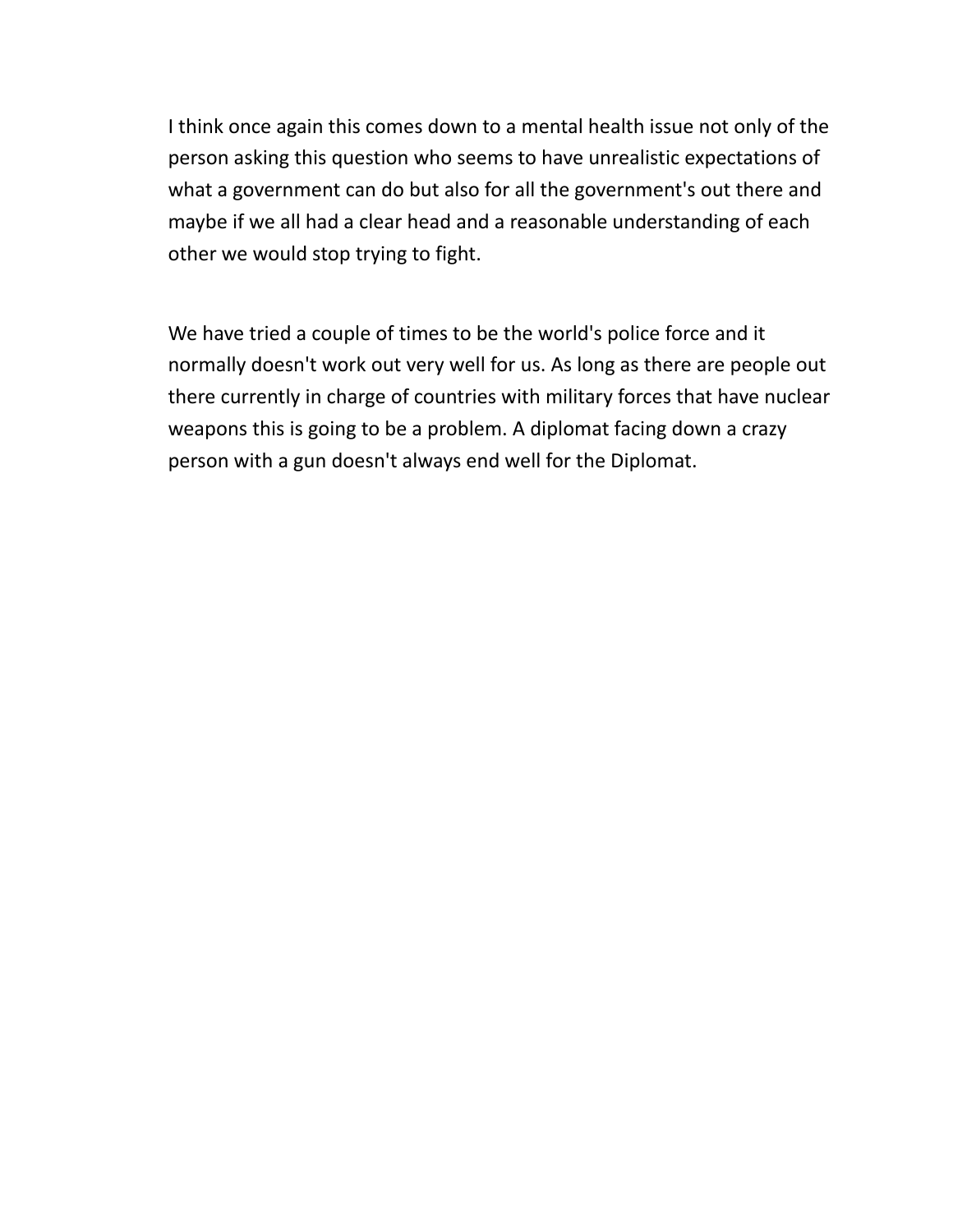I think once again this comes down to a mental health issue not only of the person asking this question who seems to have unrealistic expectations of what a government can do but also for all the government's out there and maybe if we all had a clear head and a reasonable understanding of each other we would stop trying to fight.

We have tried a couple of times to be the world's police force and it normally doesn't work out very well for us. As long as there are people out there currently in charge of countries with military forces that have nuclear weapons this is going to be a problem. A diplomat facing down a crazy person with a gun doesn't always end well for the Diplomat.